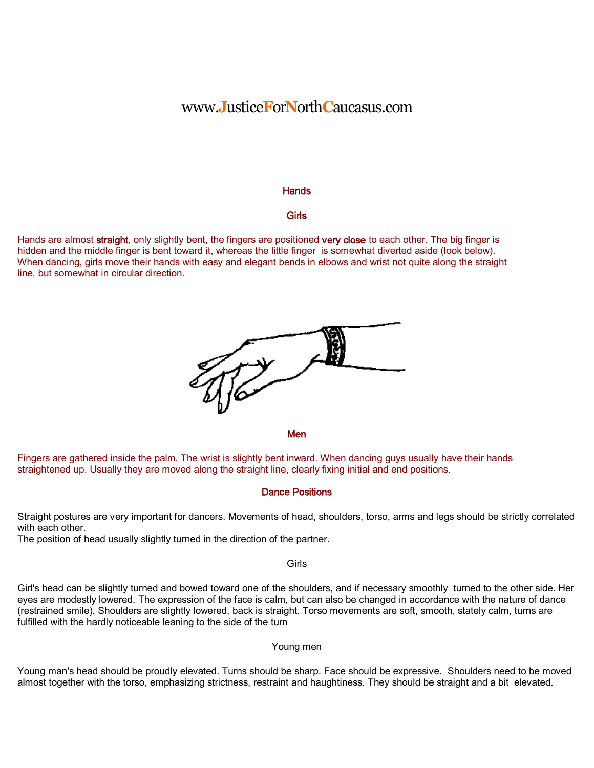www.JusticeForNorthCaucasus.com

## Hands

### Girls

Hands are almost **straight**, only slightly bent, the fingers are positioned **very close** to each other. The big finger is hidden and the middle finger is bent toward it, whereas the little finger is somewhat diverted aside (look below). When dancing, girls move their hands with easy and elegant bends in elbows and wrist not quite along the straight line, but somewhat in circular direction.

### Men

Fingers are gathered inside the palm. The wrist is slightly bent inward. When dancing guys usually have their hands straightened up. Usually they are moved along the straight line, clearly fixing initial and end positions.

## Dance Positions

Straight postures are very important for dancers. Movements of head, shoulders, torso, arms and legs should be strictly correlated with each other.
The position of head usually slightly turned in the direction of the partner.

Girls

Girl's head can be slightly turned and bowed toward one of the shoulders, and if necessary smoothly turned to the other side. Her eyes are modestly lowered. The expression of the face is calm, but can also be changed in accordance with the nature of dance (restrained smile). Shoulders are slightly lowered, back is straight. Torso movements are soft, smooth, stately calm, turns are fulfilled with the hardly noticeable leaning to the side of the turn

Young men

Young man's head should be proudly elevated. Turns should be sharp. Face should be expressive. Shoulders need to be moved almost together with the torso, emphasizing strictness, restraint and haughtiness. They should be straight and a bit elevated.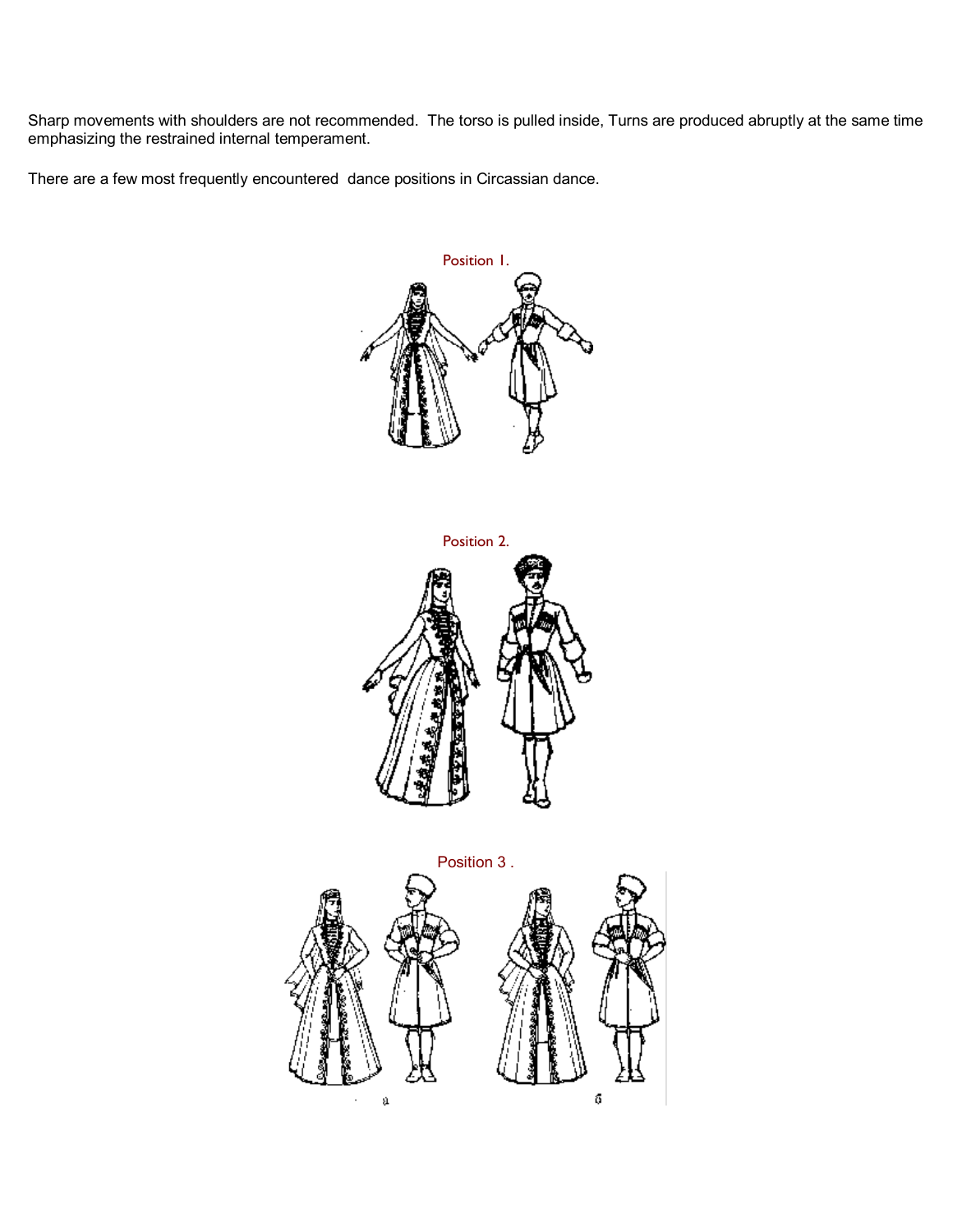Sharp movements with shoulders are not recommended. The torso is pulled inside, Turns are produced abruptly at the same time emphasizing the restrained internal temperament.

There are a few most frequently encountered dance positions in Circassian dance.

Position 1.

Position 2.

Position 3 .

a б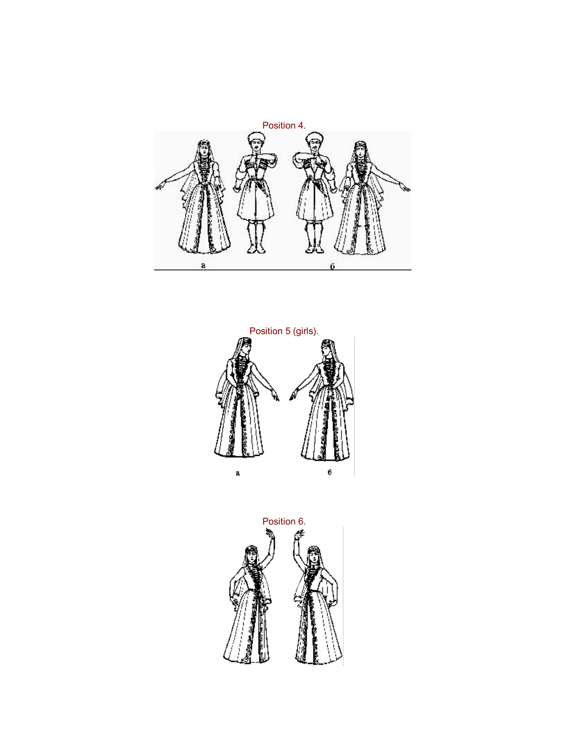Position 4.

а б

Position 5 (girls).

а б

Position 6.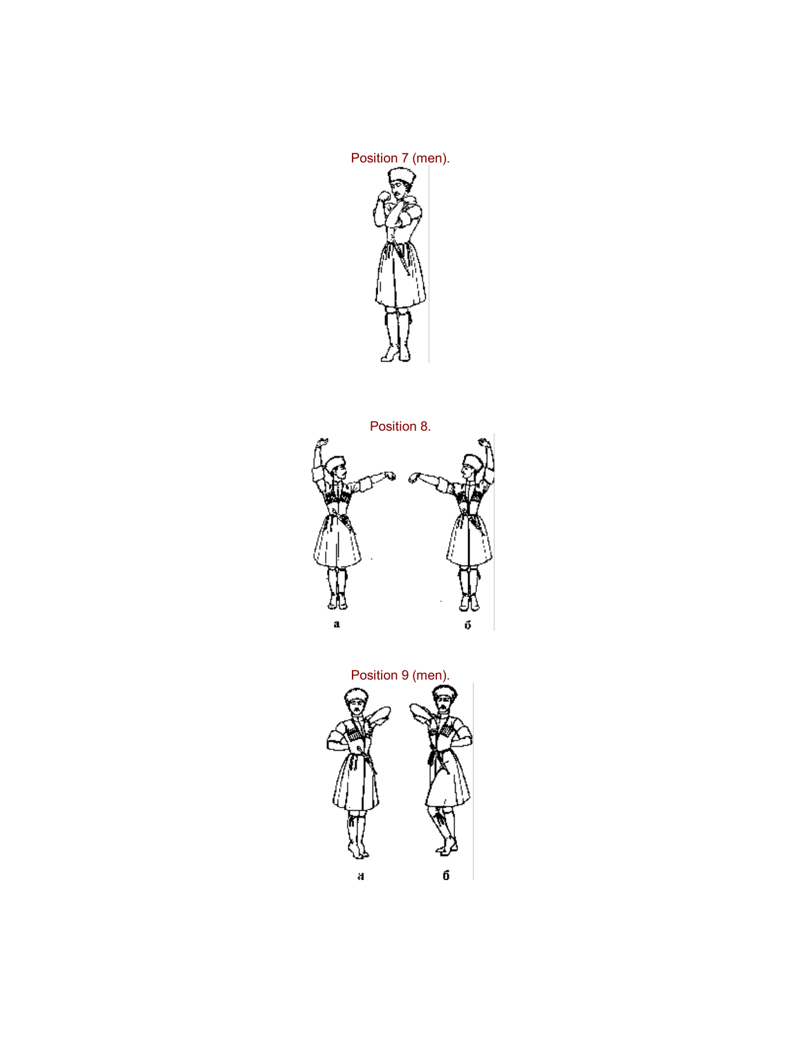Position 7 (men).

Position 8.

а б

Position 9 (men).

а б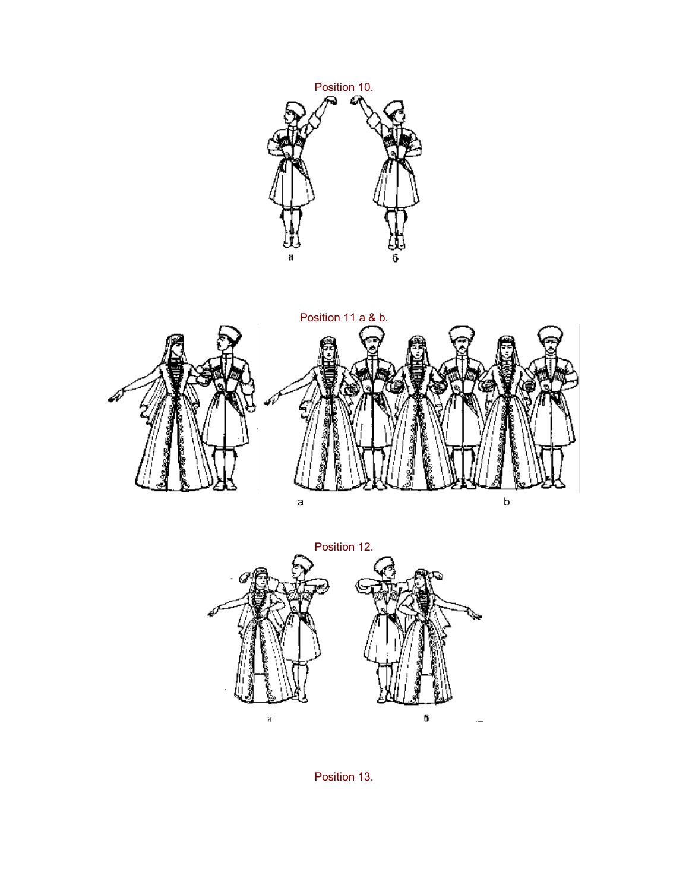Position 10.

а б

Position 11 a & b.

a b

Position 12.

а б

Position 13.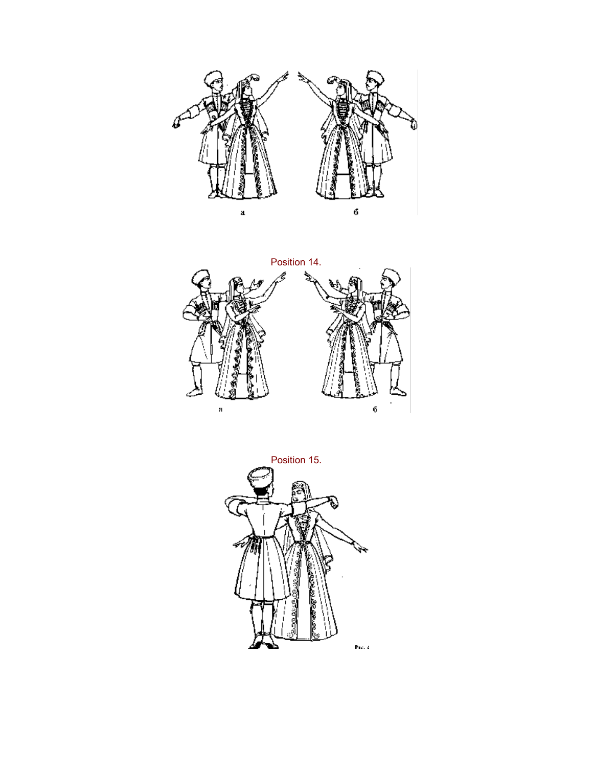а б

Position 14.

а б

Position 15.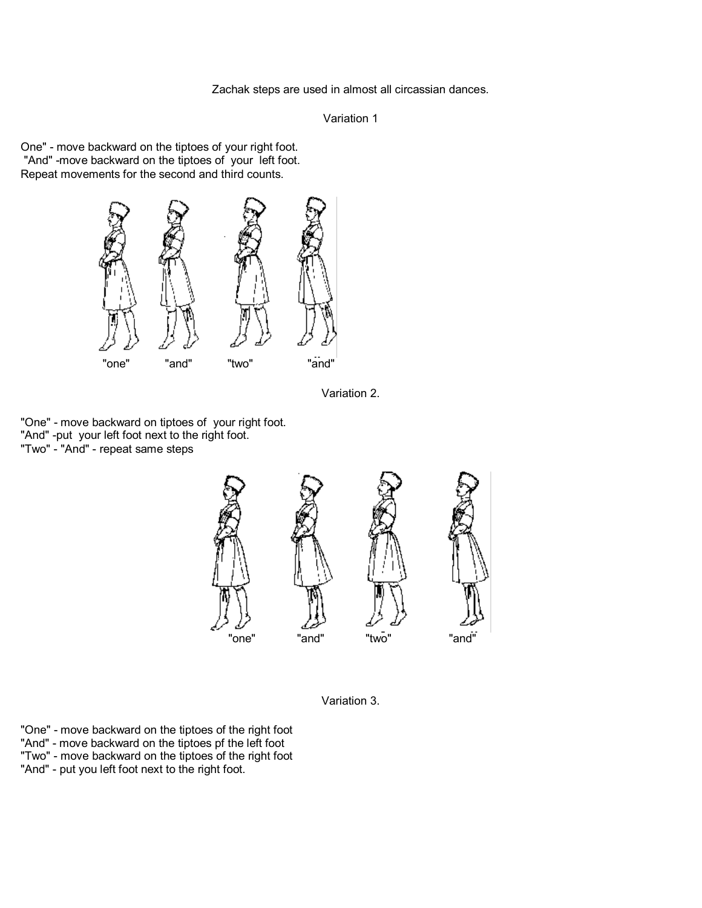Zachak steps are used in almost all circassian dances.

## Variation 1

One" - move backward on the tiptoes of your right foot.
"And" -move backward on the tiptoes of your left foot.
Repeat movements for the second and third counts.

"one" "and" "two" "and"

## Variation 2.

"One" - move backward on tiptoes of your right foot.
"And" -put your left foot next to the right foot.
"Two" - "And" - repeat same steps

"one" "and" "two" "and"

## Variation 3.

"One" - move backward on the tiptoes of the right foot
"And" - move backward on the tiptoes pf the left foot
"Two" - move backward on the tiptoes of the right foot
"And" - put you left foot next to the right foot.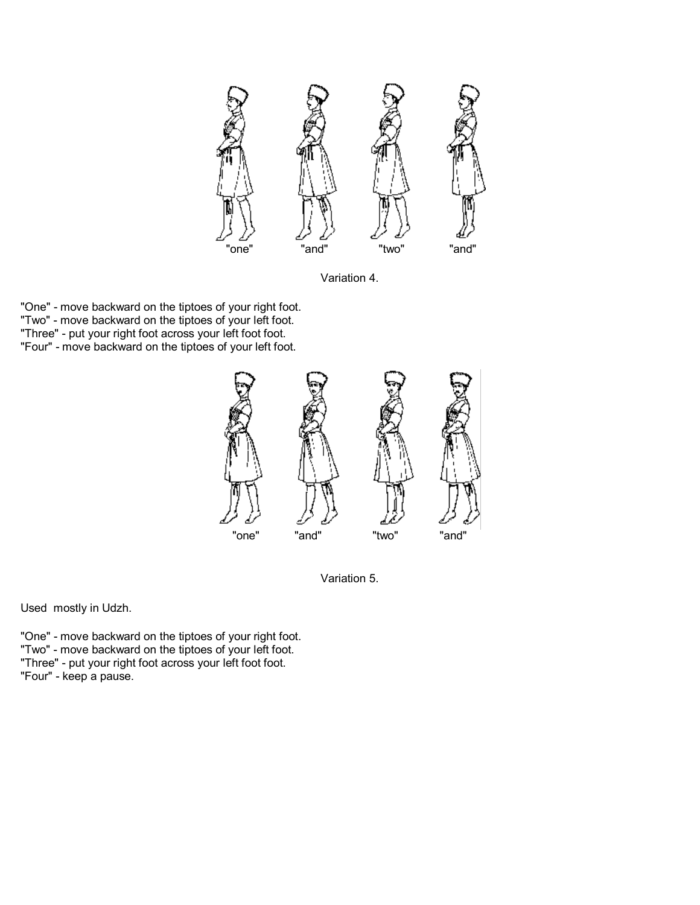"one" "and" "two" "and"

Variation 4.

"One" - move backward on the tiptoes of your right foot.
"Two" - move backward on the tiptoes of your left foot.
"Three" - put your right foot across your left foot foot.
"Four" - move backward on the tiptoes of your left foot.

"one" "and" "two" "and"

Variation 5.

Used mostly in Udzh.

"One" - move backward on the tiptoes of your right foot.
"Two" - move backward on the tiptoes of your left foot.
"Three" - put your right foot across your left foot foot.
"Four" - keep a pause.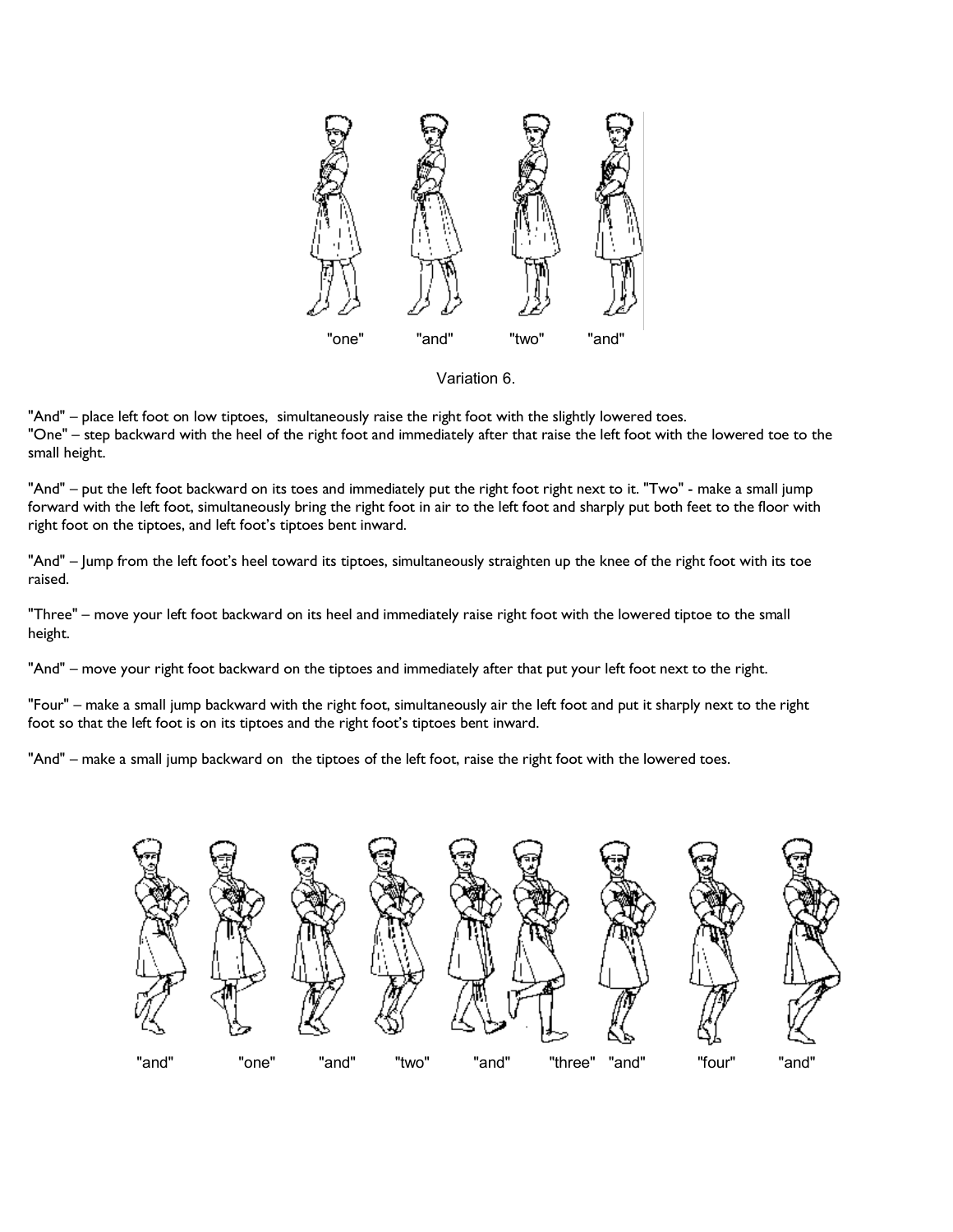"one" "and" "two" "and"

Variation 6.

"And" – place left foot on low tiptoes, simultaneously raise the right foot with the slightly lowered toes.
"One" – step backward with the heel of the right foot and immediately after that raise the left foot with the lowered toe to the small height.

"And" – put the left foot backward on its toes and immediately put the right foot right next to it. "Two" - make a small jump forward with the left foot, simultaneously bring the right foot in air to the left foot and sharply put both feet to the floor with right foot on the tiptoes, and left foot's tiptoes bent inward.

"And" – Jump from the left foot's heel toward its tiptoes, simultaneously straighten up the knee of the right foot with its toe raised.

"Three" – move your left foot backward on its heel and immediately raise right foot with the lowered tiptoe to the small height.

"And" – move your right foot backward on the tiptoes and immediately after that put your left foot next to the right.

"Four" – make a small jump backward with the right foot, simultaneously air the left foot and put it sharply next to the right foot so that the left foot is on its tiptoes and the right foot's tiptoes bent inward.

"And" – make a small jump backward on the tiptoes of the left foot, raise the right foot with the lowered toes.

"and" "one" "and" "two" "and" "three" "and" "four" "and"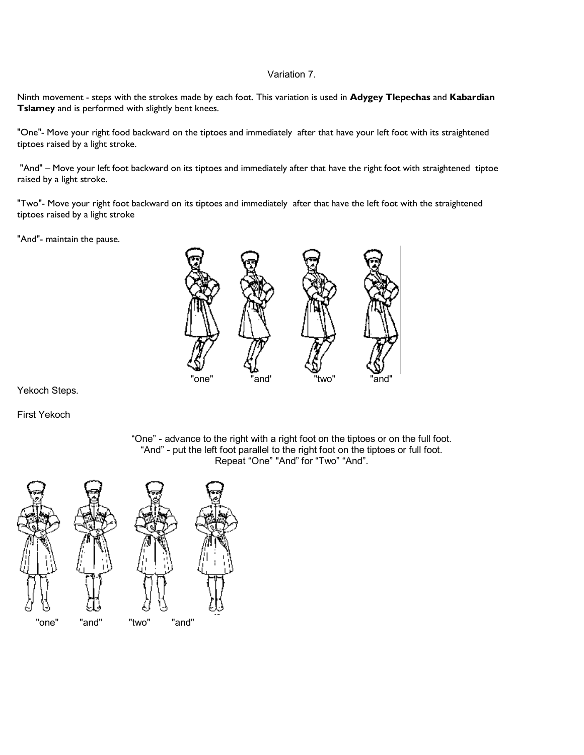Variation 7.

Ninth movement - steps with the strokes made by each foot. This variation is used in **Adygey Tlepechas** and **Kabardian Tslamey** and is performed with slightly bent knees.

"One"- Move your right food backward on the tiptoes and immediately after that have your left foot with its straightened tiptoes raised by a light stroke.

"And" – Move your left foot backward on its tiptoes and immediately after that have the right foot with straightened tiptoe raised by a light stroke.

"Two"- Move your right foot backward on its tiptoes and immediately after that have the left foot with the straightened tiptoes raised by a light stroke

"And"- maintain the pause.

"one" "and' "two" "and"

Yekoch Steps.

First Yekoch

"One" - advance to the right with a right foot on the tiptoes or on the full foot.
"And" - put the left foot parallel to the right foot on the tiptoes or full foot.
Repeat "One" "And" for "Two" "And".

"one" "and" "two" "and"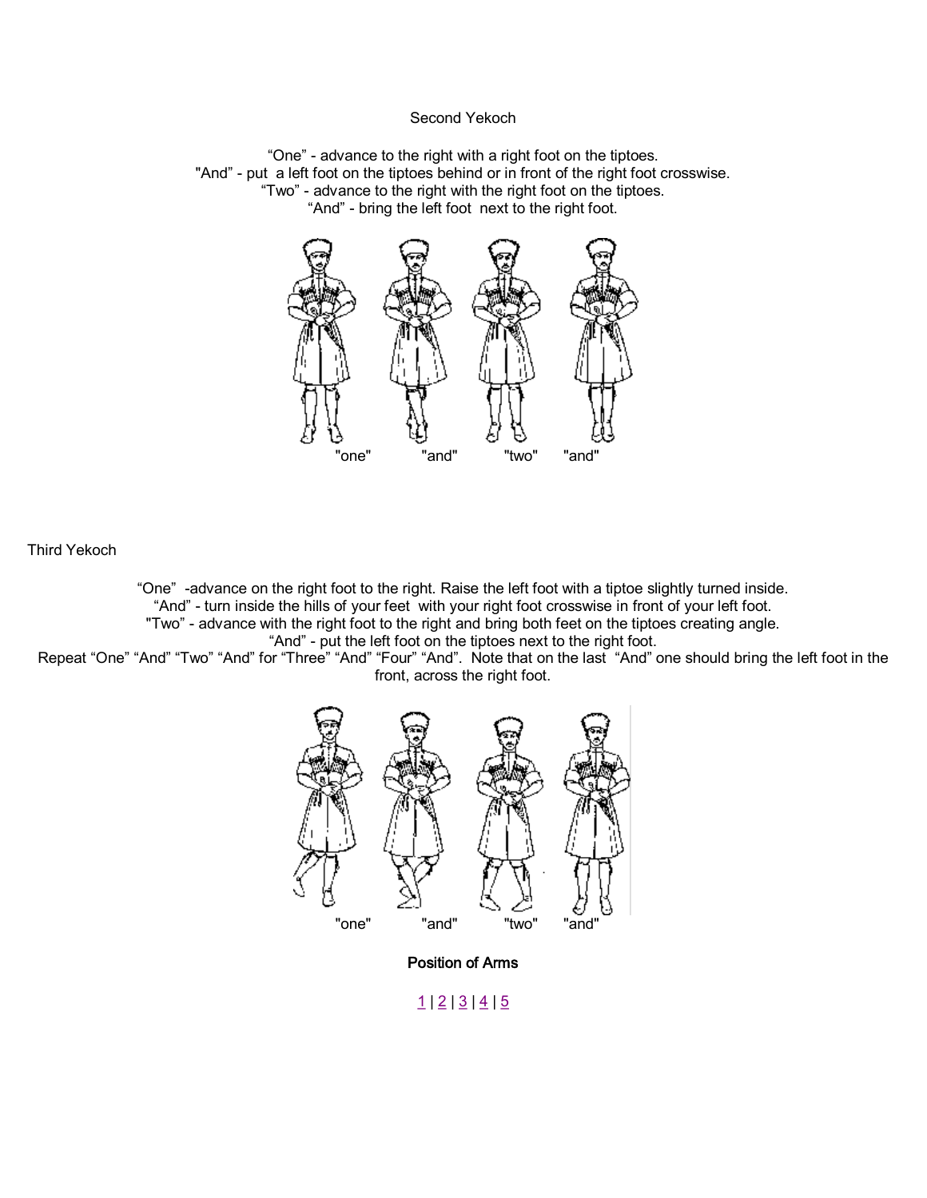## Second Yekoch

"One" - advance to the right with a right foot on the tiptoes.
"And" - put a left foot on the tiptoes behind or in front of the right foot crosswise.
"Two" - advance to the right with the right foot on the tiptoes.
"And" - bring the left foot next to the right foot.

"one" "and" "two" "and"

## Third Yekoch

"One" -advance on the right foot to the right. Raise the left foot with a tiptoe slightly turned inside.
"And" - turn inside the hills of your feet with your right foot crosswise in front of your left foot.
"Two" - advance with the right foot to the right and bring both feet on the tiptoes creating angle.
"And" - put the left foot on the tiptoes next to the right foot.
Repeat "One" "And" "Two" "And" for "Three" "And" "Four" "And". Note that on the last "And" one should bring the left foot in the front, across the right foot.

"one" "and" "two" "and"

**Position of Arms**

1 | 2 | 3 | 4 | 5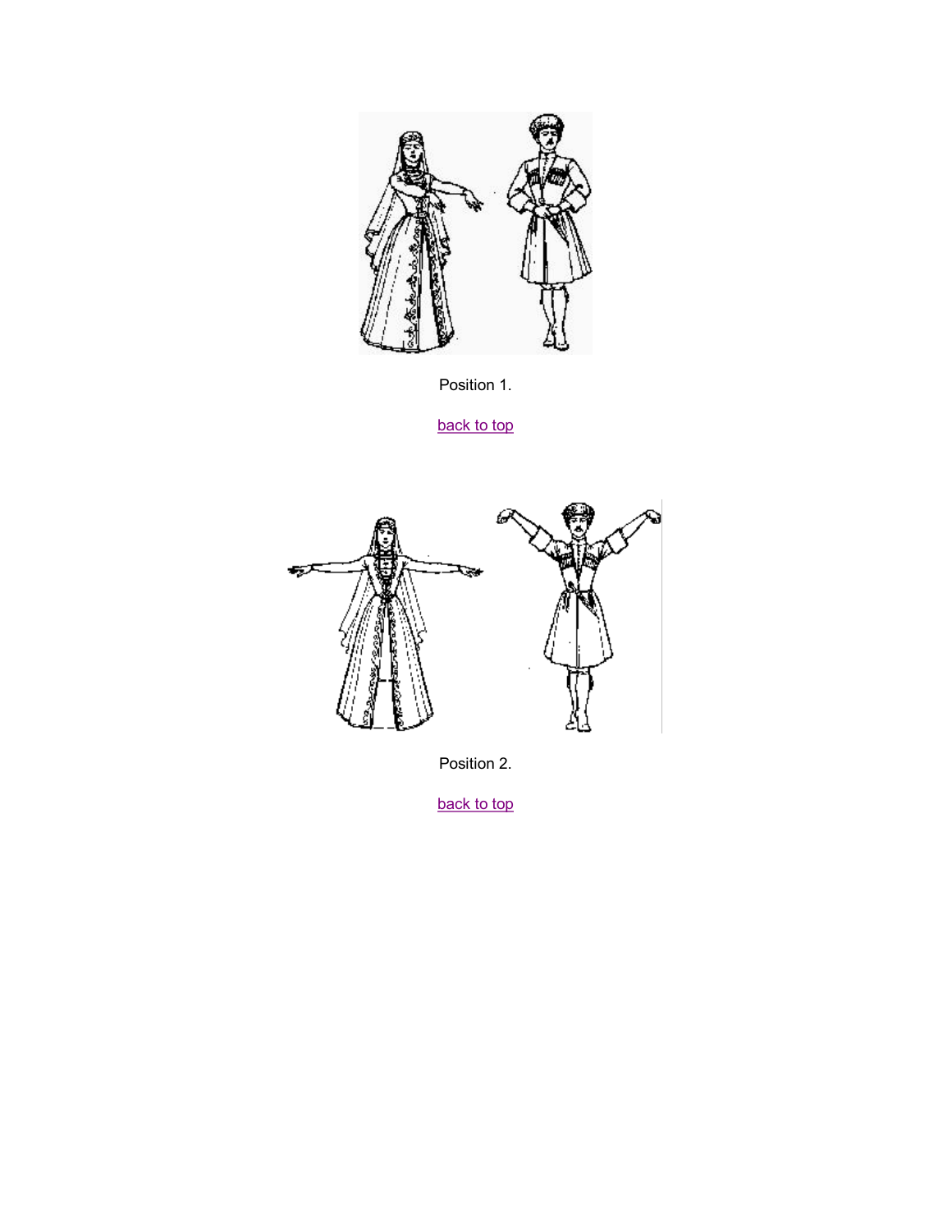Position 1.

back to top

Position 2.

back to top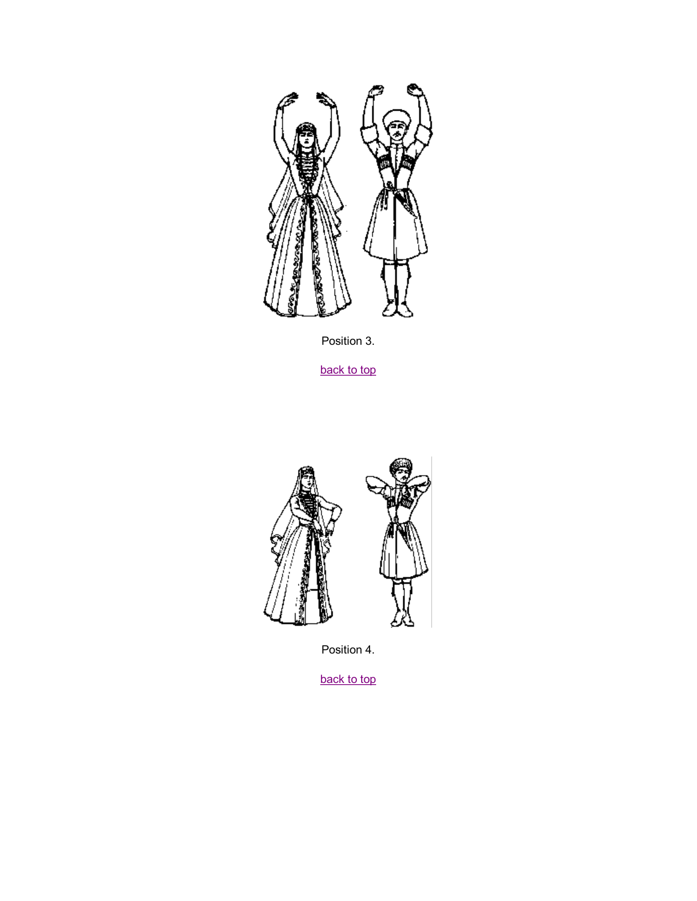Position 3.

back to top

Position 4.

back to top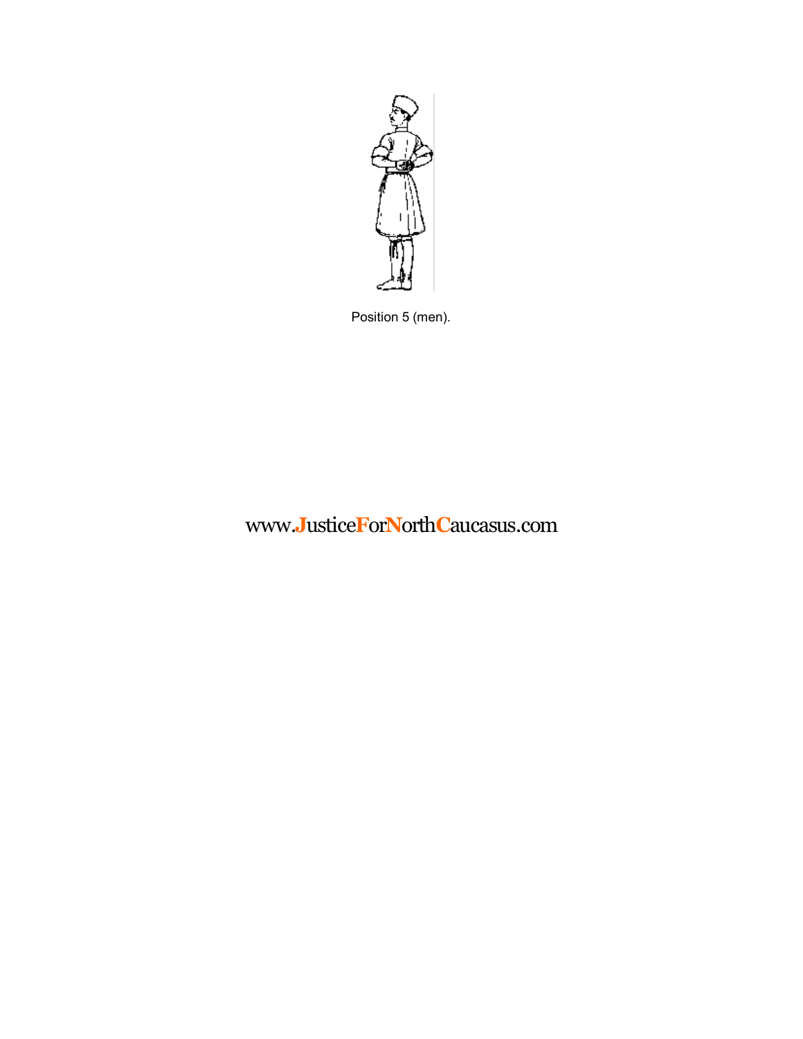Position 5 (men).

www.JusticeForNorthCaucasus.com